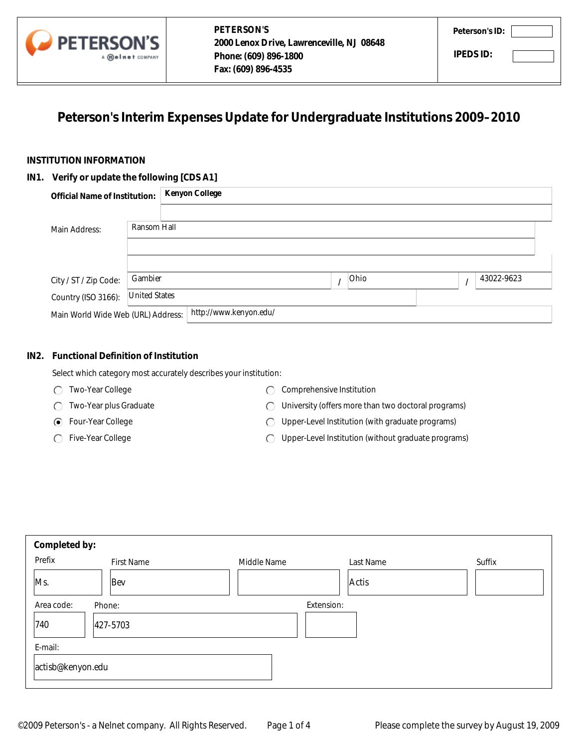**PETERSON'S**
**2000 Lenox Drive, Lawrenceville, NJ 08648**
**Phone: (609) 896-1800**
**Fax: (609) 896-4535**

**Peterson's ID:**

**IPEDS ID:**

# Peterson's Interim Expenses Update for Undergraduate Institutions 2009–2010

## INSTITUTION INFORMATION

### IN1. Verify or update the following [CDS A1]

| | |
|---|---|
| **Official Name of Institution:** | **Kenyon College** |
| Main Address: | Ransom Hall |
| City / ST / Zip Code: | Gambier / Ohio / 43022-9623 |
| Country (ISO 3166): | United States |
| Main World Wide Web (URL) Address: | http://www.kenyon.edu/ |

### IN2. Functional Definition of Institution

Select which category most accurately describes your institution:

- ○ Two-Year College
- ○ Two-Year plus Graduate
- ● Four-Year College
- ○ Five-Year College
- ○ Comprehensive Institution
- ○ University (offers more than two doctoral programs)
- ○ Upper-Level Institution (with graduate programs)
- ○ Upper-Level Institution (without graduate programs)

**Completed by:**

| Prefix | First Name | Middle Name | Last Name | Suffix |
|---|---|---|---|---|
| Ms. | Bev | | Actis | |

| Area code: | Phone: | Extension: |
|---|---|---|
| 740 | 427-5703 | |

E-mail: actisb@kenyon.edu

©2009 Peterson's - a Nelnet company. All Rights Reserved.

Please complete the survey by August 19, 2009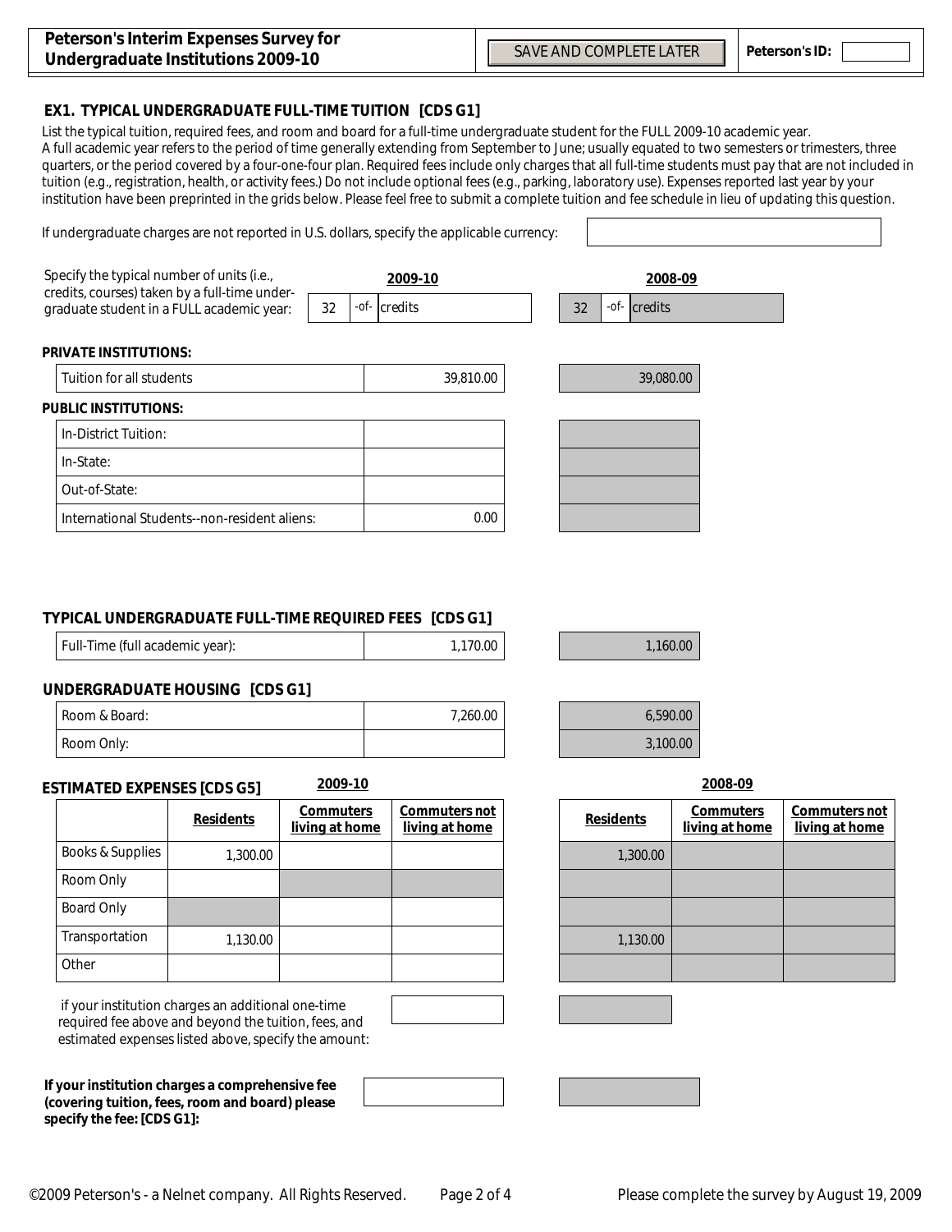**Peterson's Interim Expenses Survey for Undergraduate Institutions 2009-10**

SAVE AND COMPLETE LATER

**Peterson's ID:**

## EX1. TYPICAL UNDERGRADUATE FULL-TIME TUITION [CDS G1]

List the typical tuition, required fees, and room and board for a full-time undergraduate student for the FULL 2009-10 academic year. A full academic year refers to the period of time generally extending from September to June; usually equated to two semesters or trimesters, three quarters, or the period covered by a four-one-four plan. Required fees include only charges that all full-time students must pay that are not included in tuition (e.g., registration, health, or activity fees.) Do not include optional fees (e.g., parking, laboratory use). Expenses reported last year by your institution have been preprinted in the grids below. Please feel free to submit a complete tuition and fee schedule in lieu of updating this question.

If undergraduate charges are not reported in U.S. dollars, specify the applicable currency:

| Specify the typical number of units (i.e., credits, courses) taken by a full-time undergraduate student in a FULL academic year: | 2009-10 | 2008-09 |
|---|---|---|
| | 32 -of- credits | 32 -of- credits |

**PRIVATE INSTITUTIONS:**

| | 2009-10 | 2008-09 |
|---|---|---|
| Tuition for all students | 39,810.00 | 39,080.00 |

**PUBLIC INSTITUTIONS:**

| | 2009-10 | 2008-09 |
|---|---|---|
| In-District Tuition: | | |
| In-State: | | |
| Out-of-State: | | |
| International Students--non-resident aliens: | 0.00 | |

### TYPICAL UNDERGRADUATE FULL-TIME REQUIRED FEES [CDS G1]

| | 2009-10 | 2008-09 |
|---|---|---|
| Full-Time (full academic year): | 1,170.00 | 1,160.00 |

### UNDERGRADUATE HOUSING [CDS G1]

| | 2009-10 | 2008-09 |
|---|---|---|
| Room & Board: | 7,260.00 | 6,590.00 |
| Room Only: | | 3,100.00 |

### ESTIMATED EXPENSES [CDS G5]

| | 2009-10 Residents | 2009-10 Commuters living at home | 2009-10 Commuters not living at home | 2008-09 Residents | 2008-09 Commuters living at home | 2008-09 Commuters not living at home |
|---|---|---|---|---|---|---|
| Books & Supplies | 1,300.00 | | | 1,300.00 | | |
| Room Only | | | | | | |
| Board Only | | | | | | |
| Transportation | 1,130.00 | | | 1,130.00 | | |
| Other | | | | | | |

if your institution charges an additional one-time required fee above and beyond the tuition, fees, and estimated expenses listed above, specify the amount:

**If your institution charges a comprehensive fee (covering tuition, fees, room and board) please specify the fee: [CDS G1]:**

©2009 Peterson's - a Nelnet company. All Rights Reserved.

Please complete the survey by August 19, 2009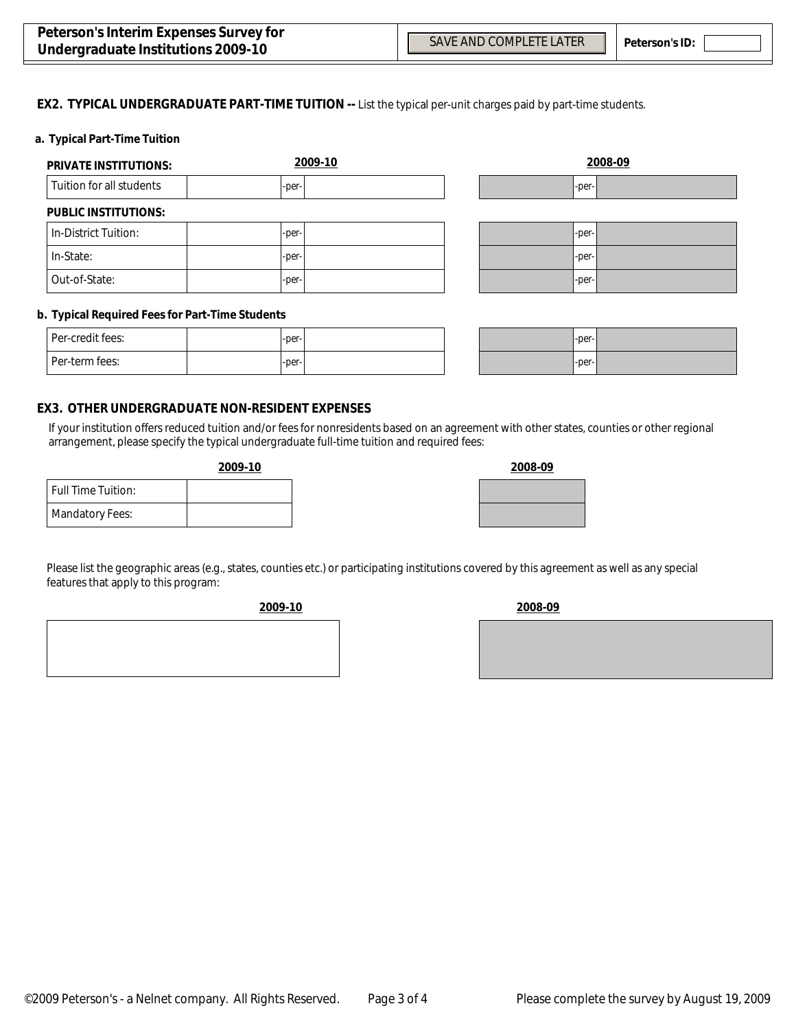### EX2. TYPICAL UNDERGRADUATE PART-TIME TUITION -- List the typical per-unit charges paid by part-time students.

**a. Typical Part-Time Tuition**

| PRIVATE INSTITUTIONS: | 2009-10 | | | 2008-09 | | |
|---|---|---|---|---|---|---|
| Tuition for all students | | -per- | | | -per- | |

| PUBLIC INSTITUTIONS: | 2009-10 | | | 2008-09 | | |
|---|---|---|---|---|---|---|
| In-District Tuition: | | -per- | | | -per- | |
| In-State: | | -per- | | | -per- | |
| Out-of-State: | | -per- | | | -per- | |

**b. Typical Required Fees for Part-Time Students**

| | 2009-10 | | | 2008-09 | | |
|---|---|---|---|---|---|---|
| Per-credit fees: | | -per- | | | -per- | |
| Per-term fees: | | -per- | | | -per- | |

### EX3. OTHER UNDERGRADUATE NON-RESIDENT EXPENSES

If your institution offers reduced tuition and/or fees for nonresidents based on an agreement with other states, counties or other regional arrangement, please specify the typical undergraduate full-time tuition and required fees:

| | 2009-10 | 2008-09 |
|---|---|---|
| Full Time Tuition: | | |
| Mandatory Fees: | | |

Please list the geographic areas (e.g., states, counties etc.) or participating institutions covered by this agreement as well as any special features that apply to this program:

| 2009-10 | 2008-09 |
|---|---|
| | |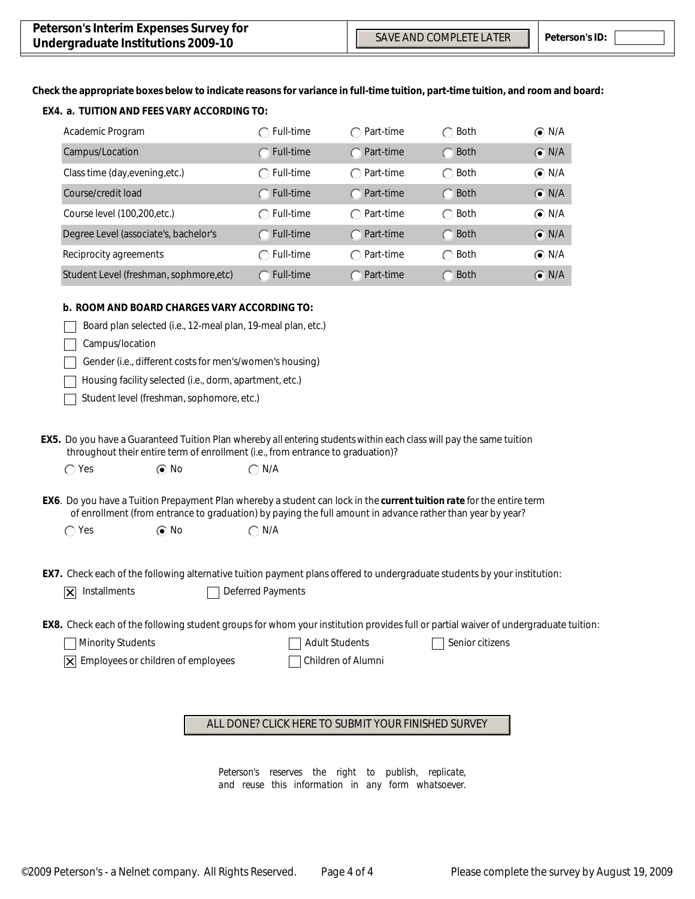**Peterson's Interim Expenses Survey for Undergraduate Institutions 2009-10**

SAVE AND COMPLETE LATER

**Peterson's ID:**

**Check the appropriate boxes below to indicate reasons for variance in full-time tuition, part-time tuition, and room and board:**

**EX4. a. TUITION AND FEES VARY ACCORDING TO:**

| | Full-time | Part-time | Both | N/A |
|---|---|---|---|---|
| Academic Program | ○ | ○ | ○ | ◉ |
| Campus/Location | ○ | ○ | ○ | ◉ |
| Class time (day,evening,etc.) | ○ | ○ | ○ | ◉ |
| Course/credit load | ○ | ○ | ○ | ◉ |
| Course level (100,200,etc.) | ○ | ○ | ○ | ◉ |
| Degree Level (associate's, bachelor's | ○ | ○ | ○ | ◉ |
| Reciprocity agreements | ○ | ○ | ○ | ◉ |
| Student Level (freshman, sophmore,etc) | ○ | ○ | ○ | ◉ |

**b. ROOM AND BOARD CHARGES VARY ACCORDING TO:**

- [ ] Board plan selected (i.e., 12-meal plan, 19-meal plan, etc.)
- [ ] Campus/location
- [ ] Gender (i.e., different costs for men's/women's housing)
- [ ] Housing facility selected (i.e., dorm, apartment, etc.)
- [ ] Student level (freshman, sophomore, etc.)

**EX5.** Do you have a Guaranteed Tuition Plan whereby all entering students within each class will pay the same tuition throughout their entire term of enrollment (i.e., from entrance to graduation)?

○ Yes ◉ No ○ N/A

**EX6**. Do you have a Tuition Prepayment Plan whereby a student can lock in the **current tuition rate** for the entire term of enrollment (from entrance to graduation) by paying the full amount in advance rather than year by year?

○ Yes ◉ No ○ N/A

**EX7.** Check each of the following alternative tuition payment plans offered to undergraduate students by your institution:

- [x] Installments
- [ ] Deferred Payments

**EX8.** Check each of the following student groups for whom your institution provides full or partial waiver of undergraduate tuition:

- [ ] Minority Students
- [ ] Adult Students
- [ ] Senior citizens
- [x] Employees or children of employees
- [ ] Children of Alumni

ALL DONE? CLICK HERE TO SUBMIT YOUR FINISHED SURVEY

*Peterson's reserves the right to publish, replicate, and reuse this information in any form whatsoever.*

©2009 Peterson's - a Nelnet company. All Rights Reserved.

Please complete the survey by August 19, 2009